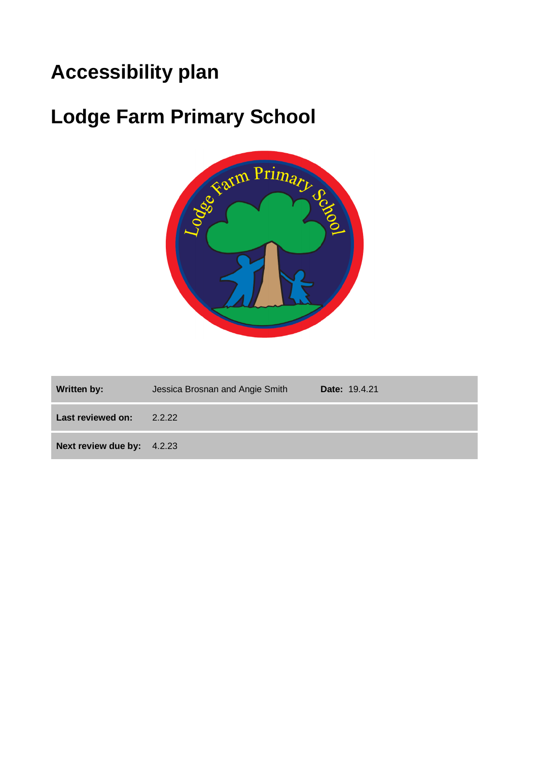# Accessibility plan

# Lodge Farm Primary School

| Written by: | Jessica Brosnan and Angie Smith | Date: 19.4.21 |
|---|---|---|
| Last reviewed on: | 2.2.22 | |
| Next review due by: | 4.2.23 | |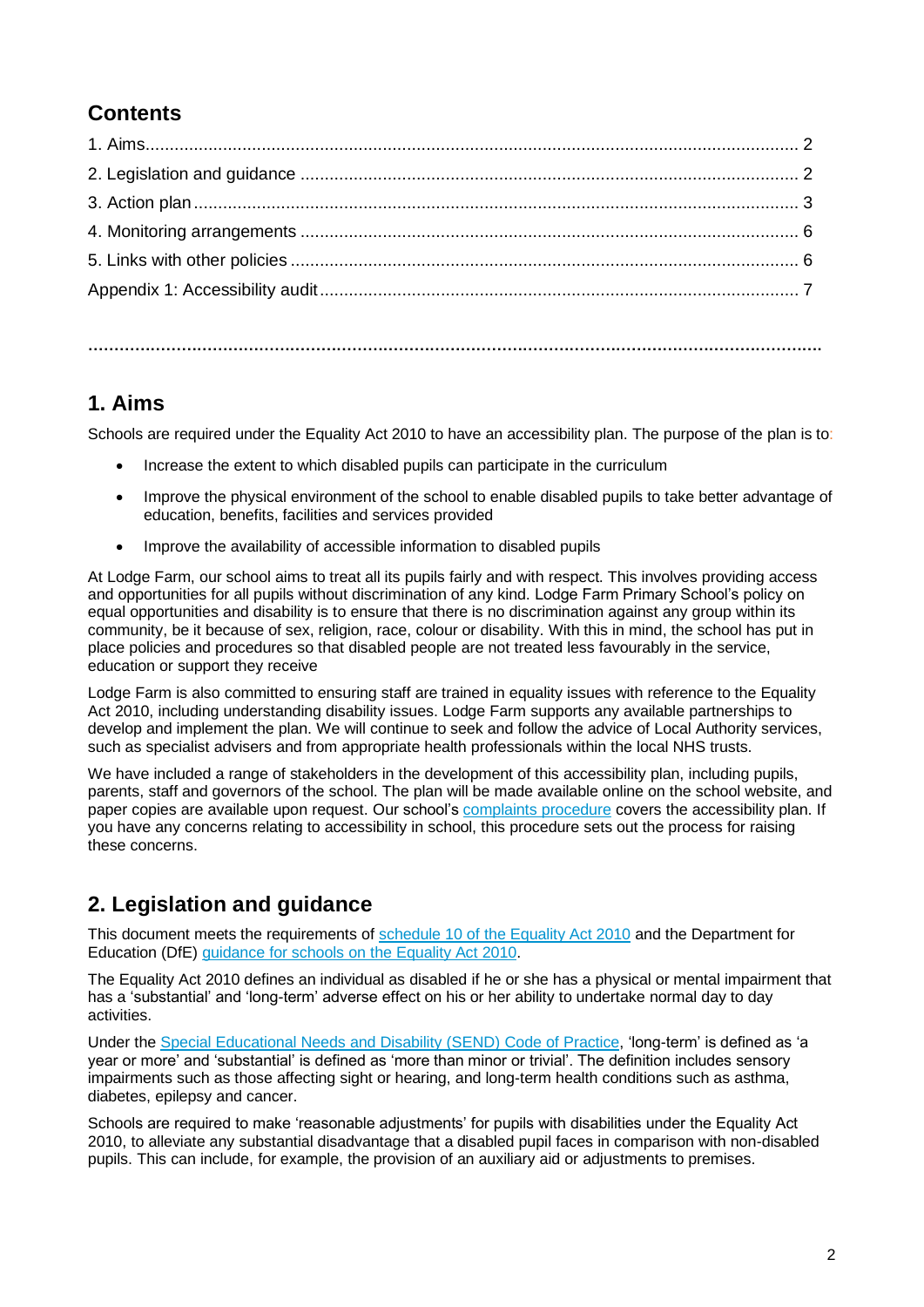## Contents

1. Aims ... 2
2. Legislation and guidance ... 2
3. Action plan ... 3
4. Monitoring arrangements ... 6
5. Links with other policies ... 6

Appendix 1: Accessibility audit ... 7

---

## 1. Aims

Schools are required under the Equality Act 2010 to have an accessibility plan. The purpose of the plan is to:

- Increase the extent to which disabled pupils can participate in the curriculum
- Improve the physical environment of the school to enable disabled pupils to take better advantage of education, benefits, facilities and services provided
- Improve the availability of accessible information to disabled pupils

At Lodge Farm, our school aims to treat all its pupils fairly and with respect. This involves providing access and opportunities for all pupils without discrimination of any kind. Lodge Farm Primary School's policy on equal opportunities and disability is to ensure that there is no discrimination against any group within its community, be it because of sex, religion, race, colour or disability. With this in mind, the school has put in place policies and procedures so that disabled people are not treated less favourably in the service, education or support they receive

Lodge Farm is also committed to ensuring staff are trained in equality issues with reference to the Equality Act 2010, including understanding disability issues. Lodge Farm supports any available partnerships to develop and implement the plan. We will continue to seek and follow the advice of Local Authority services, such as specialist advisers and from appropriate health professionals within the local NHS trusts.

We have included a range of stakeholders in the development of this accessibility plan, including pupils, parents, staff and governors of the school. The plan will be made available online on the school website, and paper copies are available upon request. Our school's complaints procedure covers the accessibility plan. If you have any concerns relating to accessibility in school, this procedure sets out the process for raising these concerns.

## 2. Legislation and guidance

This document meets the requirements of schedule 10 of the Equality Act 2010 and the Department for Education (DfE) guidance for schools on the Equality Act 2010.

The Equality Act 2010 defines an individual as disabled if he or she has a physical or mental impairment that has a 'substantial' and 'long-term' adverse effect on his or her ability to undertake normal day to day activities.

Under the Special Educational Needs and Disability (SEND) Code of Practice, 'long-term' is defined as 'a year or more' and 'substantial' is defined as 'more than minor or trivial'. The definition includes sensory impairments such as those affecting sight or hearing, and long-term health conditions such as asthma, diabetes, epilepsy and cancer.

Schools are required to make 'reasonable adjustments' for pupils with disabilities under the Equality Act 2010, to alleviate any substantial disadvantage that a disabled pupil faces in comparison with non-disabled pupils. This can include, for example, the provision of an auxiliary aid or adjustments to premises.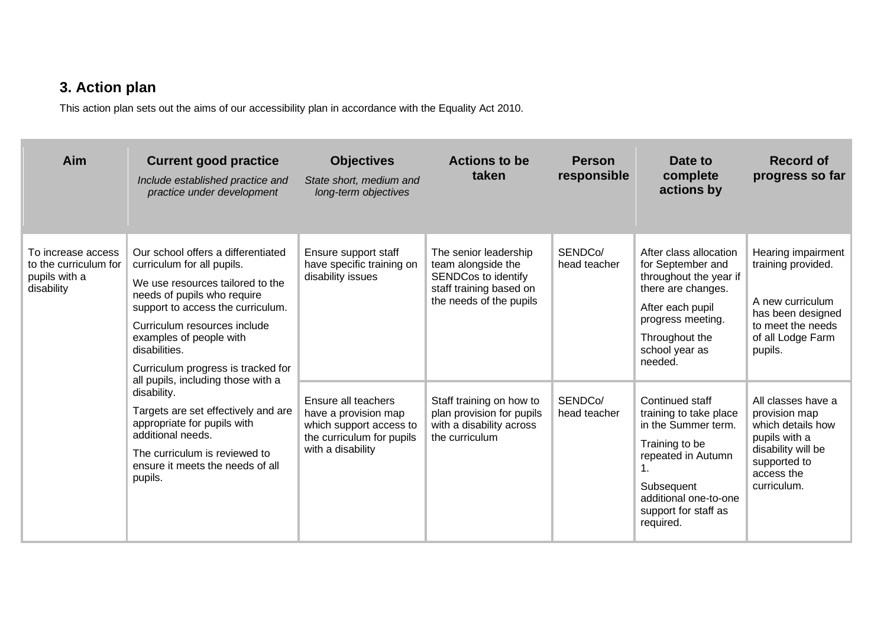## 3. Action plan

This action plan sets out the aims of our accessibility plan in accordance with the Equality Act 2010.

| Aim | Current good practice *Include established practice and practice under development* | Objectives *State short, medium and long-term objectives* | Actions to be taken | Person responsible | Date to complete actions by | Record of progress so far |
|---|---|---|---|---|---|---|
| To increase access to the curriculum for pupils with a disability | Our school offers a differentiated curriculum for all pupils. We use resources tailored to the needs of pupils who require support to access the curriculum. Curriculum resources include examples of people with disabilities. Curriculum progress is tracked for all pupils, including those with a disability. Targets are set effectively and are appropriate for pupils with additional needs. The curriculum is reviewed to ensure it meets the needs of all pupils. | Ensure support staff have specific training on disability issues | The senior leadership team alongside the SENDCos to identify staff training based on the needs of the pupils | SENDCo/ head teacher | After class allocation for September and throughout the year if there are changes. After each pupil progress meeting. Throughout the school year as needed. | Hearing impairment training provided. A new curriculum has been designed to meet the needs of all Lodge Farm pupils. |
| | | Ensure all teachers have a provision map which support access to the curriculum for pupils with a disability | Staff training on how to plan provision for pupils with a disability across the curriculum | SENDCo/ head teacher | Continued staff training to take place in the Summer term. Training to be repeated in Autumn 1. Subsequent additional one-to-one support for staff as required. | All classes have a provision map which details how pupils with a disability will be supported to access the curriculum. |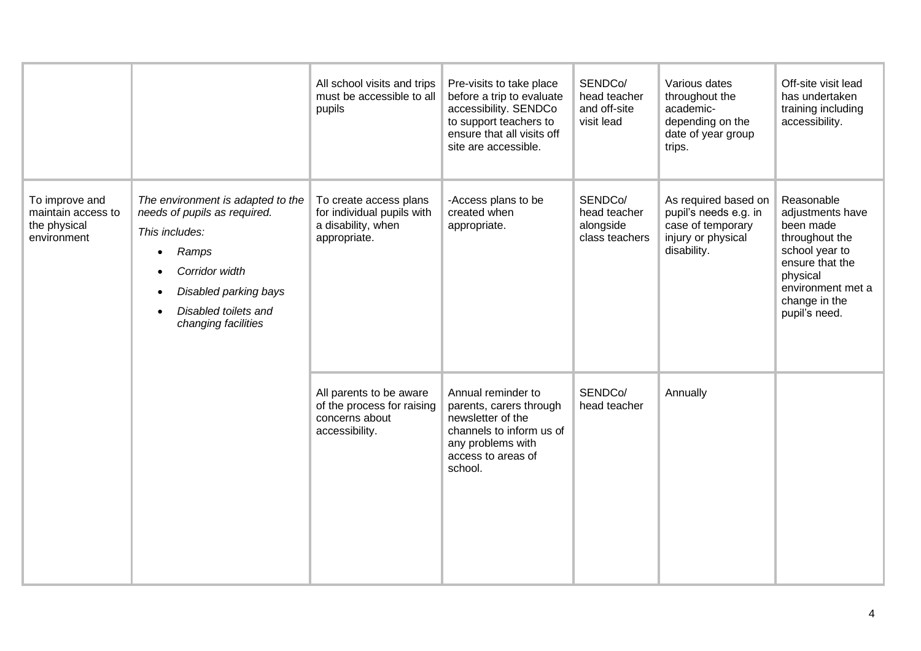| | | | | | | |
|---|---|---|---|---|---|---|
| | | All school visits and trips must be accessible to all pupils | Pre-visits to take place before a trip to evaluate accessibility. SENDCo to support teachers to ensure that all visits off site are accessible. | SENDCo/ head teacher and off-site visit lead | Various dates throughout the academic- depending on the date of year group trips. | Off-site visit lead has undertaken training including accessibility. |
| To improve and maintain access to the physical environment | *The environment is adapted to the needs of pupils as required.* <br> *This includes:* <br> • *Ramps* <br> • *Corridor width* <br> • *Disabled parking bays* <br> • *Disabled toilets and changing facilities* | To create access plans for individual pupils with a disability, when appropriate. | -Access plans to be created when appropriate. | SENDCo/ head teacher alongside class teachers | As required based on pupil's needs e.g. in case of temporary injury or physical disability. | Reasonable adjustments have been made throughout the school year to ensure that the physical environment met a change in the pupil's need. |
| | | All parents to be aware of the process for raising concerns about accessibility. | Annual reminder to parents, carers through newsletter of the channels to inform us of any problems with access to areas of school. | SENDCo/ head teacher | Annually | |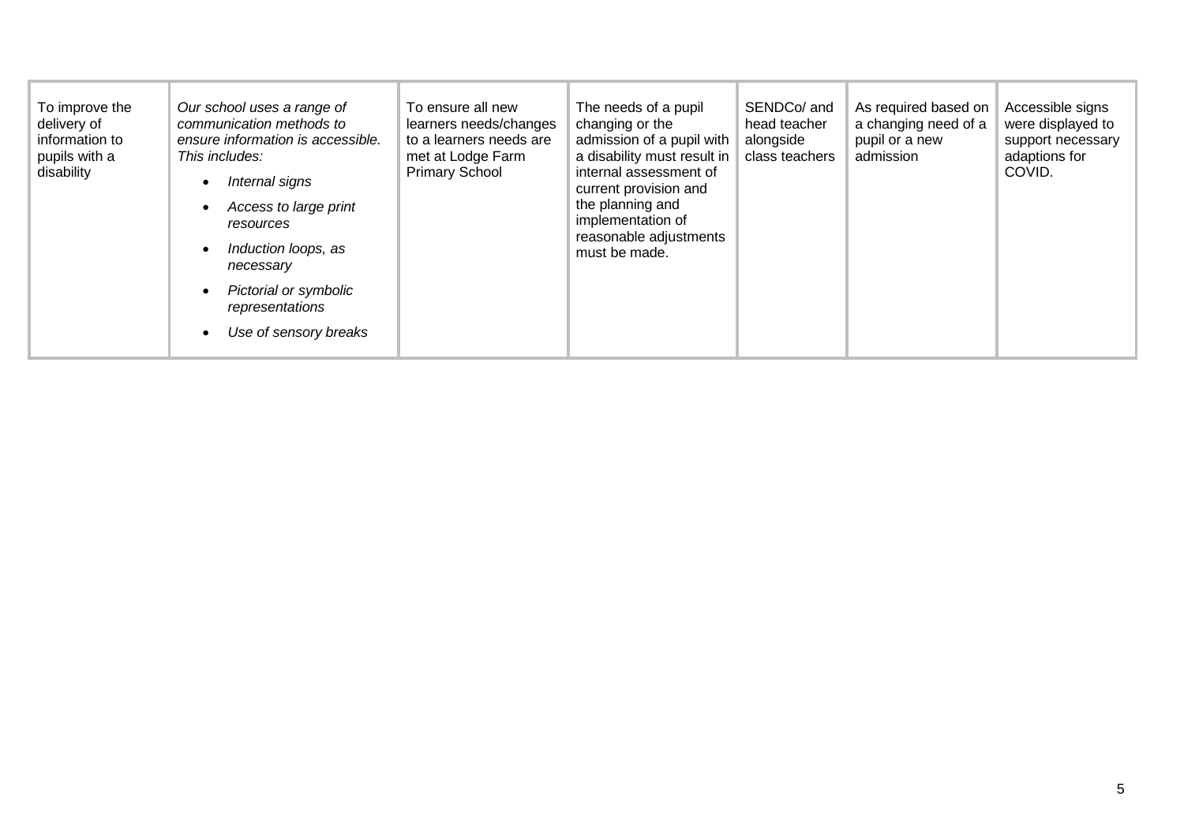| | | | | | | |
|---|---|---|---|---|---|---|
| To improve the delivery of information to pupils with a disability | *Our school uses a range of communication methods to ensure information is accessible. This includes:*<br>• *Internal signs*<br>• *Access to large print resources*<br>• *Induction loops, as necessary*<br>• *Pictorial or symbolic representations*<br>• *Use of sensory breaks* | To ensure all new learners needs/changes to a learners needs are met at Lodge Farm Primary School | The needs of a pupil changing or the admission of a pupil with a disability must result in internal assessment of current provision and the planning and implementation of reasonable adjustments must be made. | SENDCo/ and head teacher alongside class teachers | As required based on a changing need of a pupil or a new admission | Accessible signs were displayed to support necessary adaptions for COVID. |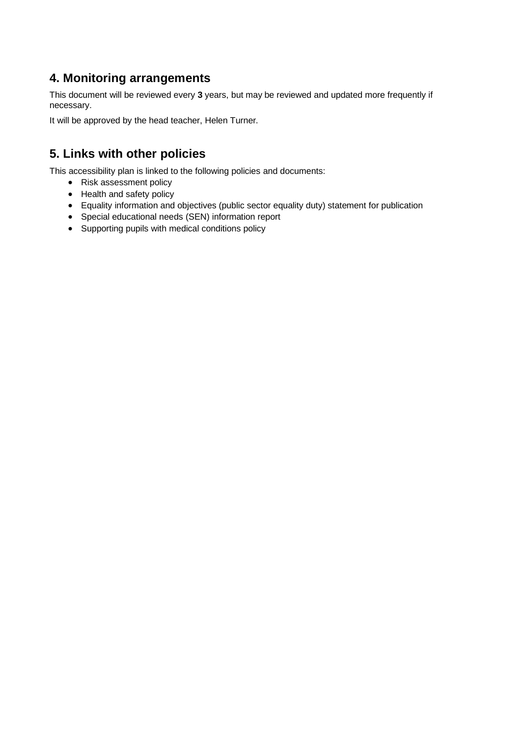## 4. Monitoring arrangements

This document will be reviewed every **3** years, but may be reviewed and updated more frequently if necessary.

It will be approved by the head teacher, Helen Turner.

## 5. Links with other policies

This accessibility plan is linked to the following policies and documents:

- Risk assessment policy
- Health and safety policy
- Equality information and objectives (public sector equality duty) statement for publication
- Special educational needs (SEN) information report
- Supporting pupils with medical conditions policy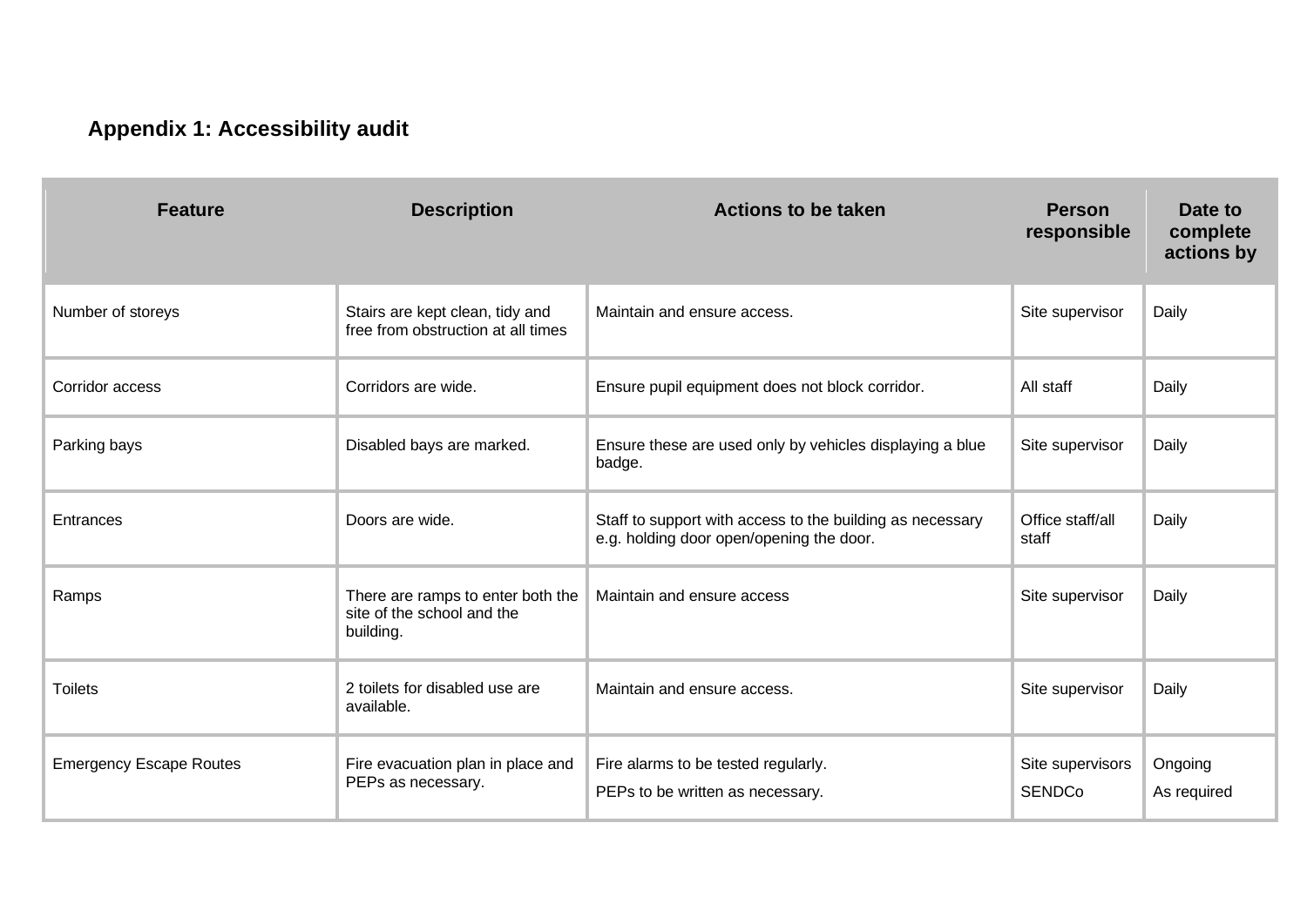## Appendix 1: Accessibility audit

| Feature | Description | Actions to be taken | Person responsible | Date to complete actions by |
|---|---|---|---|---|
| Number of storeys | Stairs are kept clean, tidy and free from obstruction at all times | Maintain and ensure access. | Site supervisor | Daily |
| Corridor access | Corridors are wide. | Ensure pupil equipment does not block corridor. | All staff | Daily |
| Parking bays | Disabled bays are marked. | Ensure these are used only by vehicles displaying a blue badge. | Site supervisor | Daily |
| Entrances | Doors are wide. | Staff to support with access to the building as necessary e.g. holding door open/opening the door. | Office staff/all staff | Daily |
| Ramps | There are ramps to enter both the site of the school and the building. | Maintain and ensure access | Site supervisor | Daily |
| Toilets | 2 toilets for disabled use are available. | Maintain and ensure access. | Site supervisor | Daily |
| Emergency Escape Routes | Fire evacuation plan in place and PEPs as necessary. | Fire alarms to be tested regularly.<br>PEPs to be written as necessary. | Site supervisors<br>SENDCo | Ongoing<br>As required |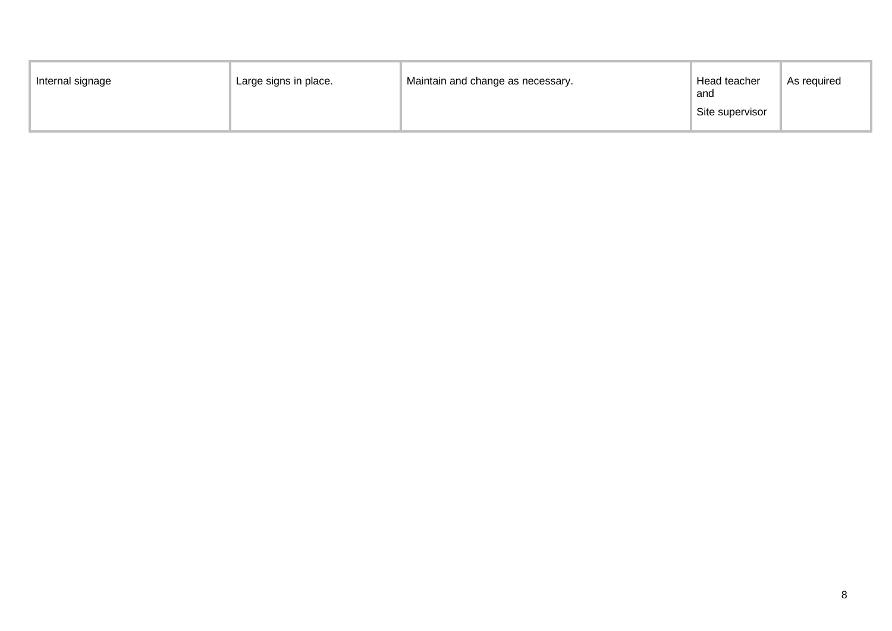| | | | | |
|---|---|---|---|---|
| Internal signage | Large signs in place. | Maintain and change as necessary. | Head teacher and<br>Site supervisor | As required |